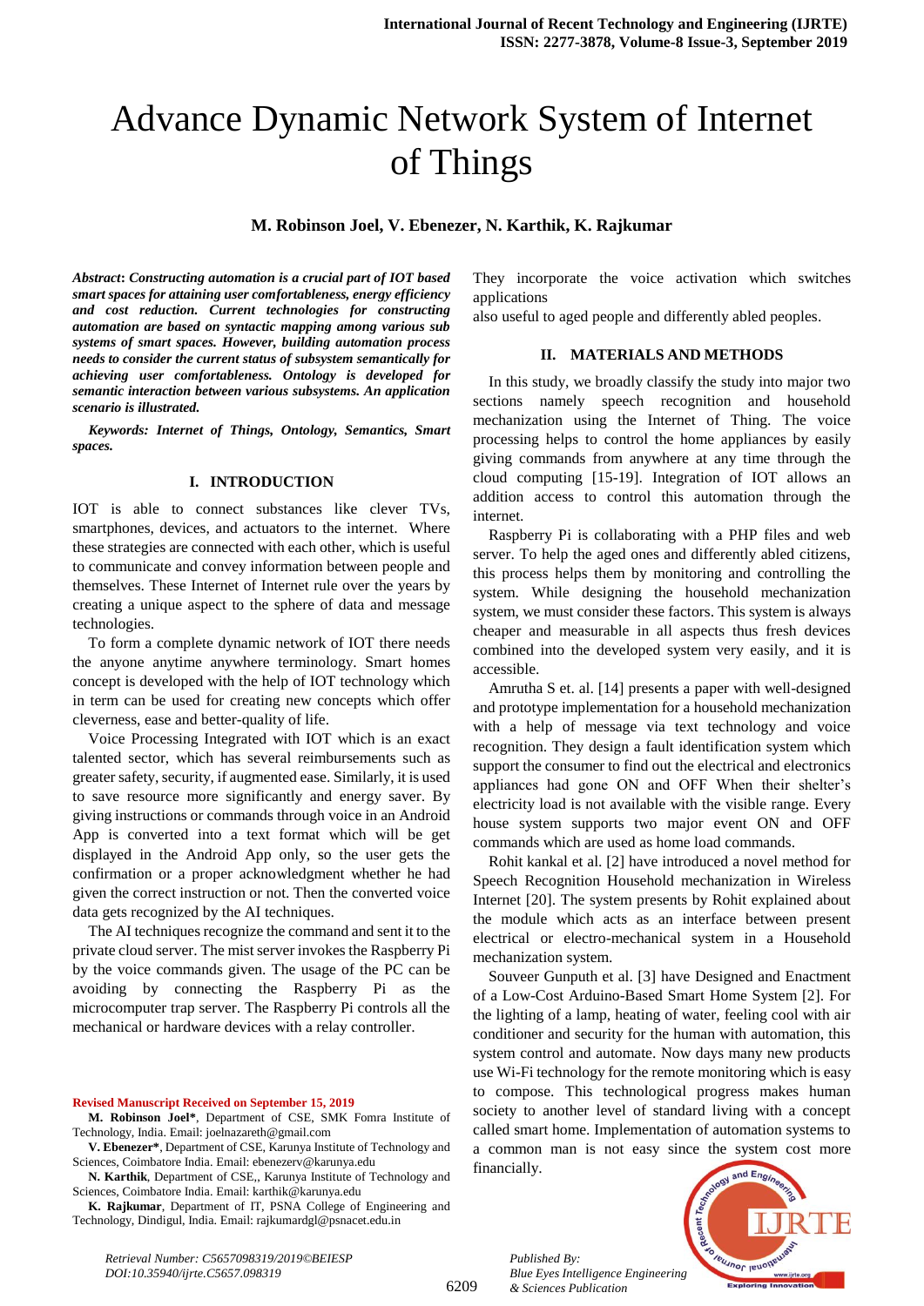# Advance Dynamic Network System of Internet of Things

**M. Robinson Joel, V. Ebenezer, N. Karthik, K. Rajkumar**

***Abstract*: *Constructing automation is a crucial part of IOT based smart spaces for attaining user comfortableness, energy efficiency and cost reduction. Current technologies for constructing automation are based on syntactic mapping among various sub systems of smart spaces. However, building automation process needs to consider the current status of subsystem semantically for achieving user comfortableness. Ontology is developed for semantic interaction between various subsystems. An application scenario is illustrated.***

***Keywords: Internet of Things, Ontology, Semantics, Smart spaces.***

## I. INTRODUCTION

IOT is able to connect substances like clever TVs, smartphones, devices, and actuators to the internet. Where these strategies are connected with each other, which is useful to communicate and convey information between people and themselves. These Internet of Internet rule over the years by creating a unique aspect to the sphere of data and message technologies.

To form a complete dynamic network of IOT there needs the anyone anytime anywhere terminology. Smart homes concept is developed with the help of IOT technology which in term can be used for creating new concepts which offer cleverness, ease and better-quality of life.

Voice Processing Integrated with IOT which is an exact talented sector, which has several reimbursements such as greater safety, security, if augmented ease. Similarly, it is used to save resource more significantly and energy saver. By giving instructions or commands through voice in an Android App is converted into a text format which will be get displayed in the Android App only, so the user gets the confirmation or a proper acknowledgment whether he had given the correct instruction or not. Then the converted voice data gets recognized by the AI techniques.

The AI techniques recognize the command and sent it to the private cloud server. The mist server invokes the Raspberry Pi by the voice commands given. The usage of the PC can be avoiding by connecting the Raspberry Pi as the microcomputer trap server. The Raspberry Pi controls all the mechanical or hardware devices with a relay controller.

They incorporate the voice activation which switches applications

also useful to aged people and differently abled peoples.

## II. MATERIALS AND METHODS

In this study, we broadly classify the study into major two sections namely speech recognition and household mechanization using the Internet of Thing. The voice processing helps to control the home appliances by easily giving commands from anywhere at any time through the cloud computing [15-19]. Integration of IOT allows an addition access to control this automation through the internet.

Raspberry Pi is collaborating with a PHP files and web server. To help the aged ones and differently abled citizens, this process helps them by monitoring and controlling the system. While designing the household mechanization system, we must consider these factors. This system is always cheaper and measurable in all aspects thus fresh devices combined into the developed system very easily, and it is accessible.

Amrutha S et. al. [14] presents a paper with well-designed and prototype implementation for a household mechanization with a help of message via text technology and voice recognition. They design a fault identification system which support the consumer to find out the electrical and electronics appliances had gone ON and OFF When their shelter's electricity load is not available with the visible range. Every house system supports two major event ON and OFF commands which are used as home load commands.

Rohit kankal et al. [2] have introduced a novel method for Speech Recognition Household mechanization in Wireless Internet [20]. The system presents by Rohit explained about the module which acts as an interface between present electrical or electro-mechanical system in a Household mechanization system.

Souveer Gunputh et al. [3] have Designed and Enactment of a Low-Cost Arduino-Based Smart Home System [2]. For the lighting of a lamp, heating of water, feeling cool with air conditioner and security for the human with automation, this system control and automate. Now days many new products use Wi-Fi technology for the remote monitoring which is easy to compose. This technological progress makes human society to another level of standard living with a concept called smart home. Implementation of automation systems to a common man is not easy since the system cost more financially.

**Revised Manuscript Received on September 15, 2019**

**M. Robinson Joel***, Department of CSE, SMK Fomra Institute of Technology, India. Email: joelnazareth@gmail.com

**V. Ebenezer***, Department of CSE, Karunya Institute of Technology and Sciences, Coimbatore India. Email: ebenezerv@karunya.edu

**N. Karthik**, Department of CSE,, Karunya Institute of Technology and Sciences, Coimbatore India. Email: karthik@karunya.edu

**K. Rajkumar**, Department of IT, PSNA College of Engineering and Technology, Dindigul, India. Email: rajkumardgl@psnacet.edu.in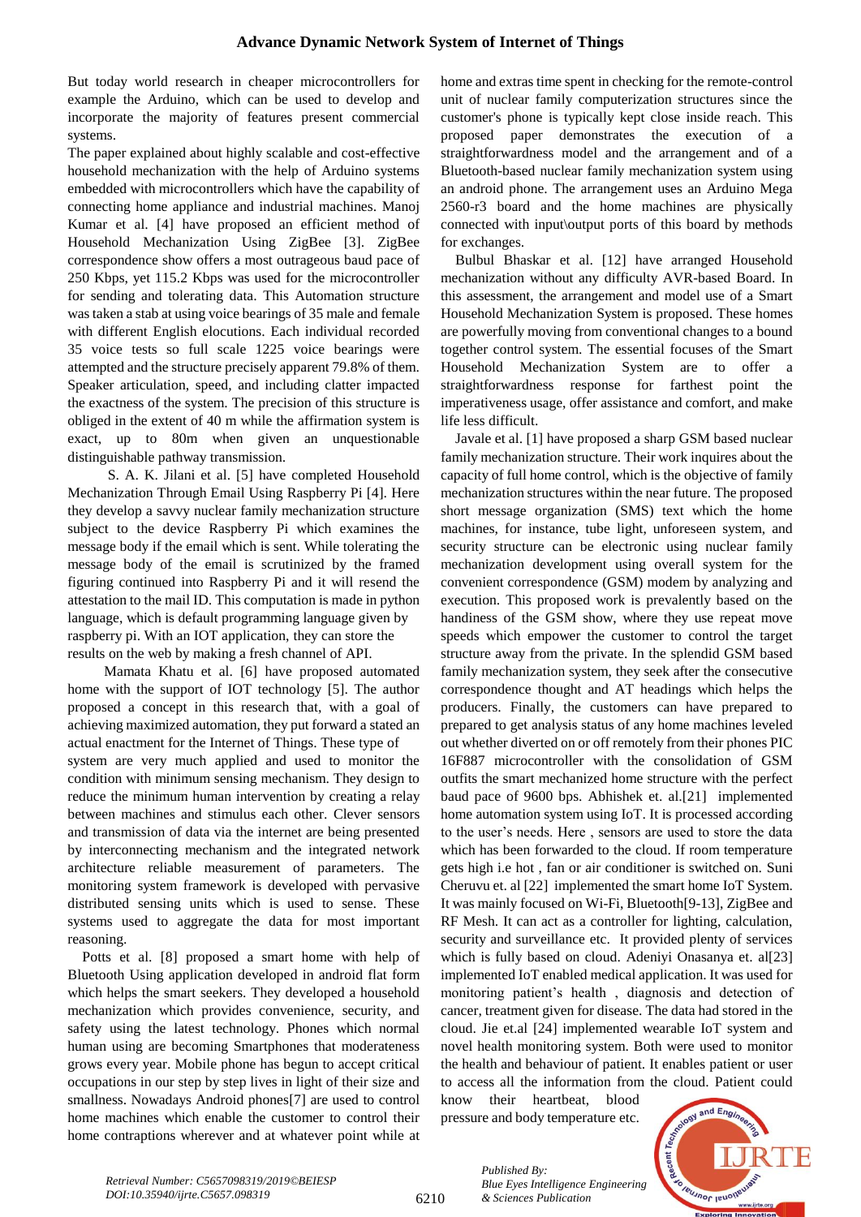But today world research in cheaper microcontrollers for example the Arduino, which can be used to develop and incorporate the majority of features present commercial systems.

The paper explained about highly scalable and cost-effective household mechanization with the help of Arduino systems embedded with microcontrollers which have the capability of connecting home appliance and industrial machines. Manoj Kumar et al. [4] have proposed an efficient method of Household Mechanization Using ZigBee [3]. ZigBee correspondence show offers a most outrageous baud pace of 250 Kbps, yet 115.2 Kbps was used for the microcontroller for sending and tolerating data. This Automation structure was taken a stab at using voice bearings of 35 male and female with different English elocutions. Each individual recorded 35 voice tests so full scale 1225 voice bearings were attempted and the structure precisely apparent 79.8% of them. Speaker articulation, speed, and including clatter impacted the exactness of the system. The precision of this structure is obliged in the extent of 40 m while the affirmation system is exact, up to 80m when given an unquestionable distinguishable pathway transmission.

S. A. K. Jilani et al. [5] have completed Household Mechanization Through Email Using Raspberry Pi [4]. Here they develop a savvy nuclear family mechanization structure subject to the device Raspberry Pi which examines the message body if the email which is sent. While tolerating the message body of the email is scrutinized by the framed figuring continued into Raspberry Pi and it will resend the attestation to the mail ID. This computation is made in python language, which is default programming language given by raspberry pi. With an IOT application, they can store the results on the web by making a fresh channel of API.

Mamata Khatu et al. [6] have proposed automated home with the support of IOT technology [5]. The author proposed a concept in this research that, with a goal of achieving maximized automation, they put forward a stated an actual enactment for the Internet of Things. These type of system are very much applied and used to monitor the condition with minimum sensing mechanism. They design to reduce the minimum human intervention by creating a relay between machines and stimulus each other. Clever sensors and transmission of data via the internet are being presented by interconnecting mechanism and the integrated network architecture reliable measurement of parameters. The monitoring system framework is developed with pervasive distributed sensing units which is used to sense. These systems used to aggregate the data for most important reasoning.

Potts et al. [8] proposed a smart home with help of Bluetooth Using application developed in android flat form which helps the smart seekers. They developed a household mechanization which provides convenience, security, and safety using the latest technology. Phones which normal human using are becoming Smartphones that moderateness grows every year. Mobile phone has begun to accept critical occupations in our step by step lives in light of their size and smallness. Nowadays Android phones[7] are used to control home machines which enable the customer to control their home contraptions wherever and at whatever point while at home and extras time spent in checking for the remote-control unit of nuclear family computerization structures since the customer's phone is typically kept close inside reach. This proposed paper demonstrates the execution of a straightforwardness model and the arrangement and of a Bluetooth-based nuclear family mechanization system using an android phone. The arrangement uses an Arduino Mega 2560-r3 board and the home machines are physically connected with input\output ports of this board by methods for exchanges.

Bulbul Bhaskar et al. [12] have arranged Household mechanization without any difficulty AVR-based Board. In this assessment, the arrangement and model use of a Smart Household Mechanization System is proposed. These homes are powerfully moving from conventional changes to a bound together control system. The essential focuses of the Smart Household Mechanization System are to offer a straightforwardness response for farthest point the imperativeness usage, offer assistance and comfort, and make life less difficult.

Javale et al. [1] have proposed a sharp GSM based nuclear family mechanization structure. Their work inquires about the capacity of full home control, which is the objective of family mechanization structures within the near future. The proposed short message organization (SMS) text which the home machines, for instance, tube light, unforeseen system, and security structure can be electronic using nuclear family mechanization development using overall system for the convenient correspondence (GSM) modem by analyzing and execution. This proposed work is prevalently based on the handiness of the GSM show, where they use repeat move speeds which empower the customer to control the target structure away from the private. In the splendid GSM based family mechanization system, they seek after the consecutive correspondence thought and AT headings which helps the producers. Finally, the customers can have prepared to prepared to get analysis status of any home machines leveled out whether diverted on or off remotely from their phones PIC 16F887 microcontroller with the consolidation of GSM outfits the smart mechanized home structure with the perfect baud pace of 9600 bps. Abhishek et. al.[21] implemented home automation system using IoT. It is processed according to the user's needs. Here , sensors are used to store the data which has been forwarded to the cloud. If room temperature gets high i.e hot , fan or air conditioner is switched on. Suni Cheruvu et. al [22] implemented the smart home IoT System. It was mainly focused on Wi-Fi, Bluetooth[9-13], ZigBee and RF Mesh. It can act as a controller for lighting, calculation, security and surveillance etc. It provided plenty of services which is fully based on cloud. Adeniyi Onasanya et. al[23] implemented IoT enabled medical application. It was used for monitoring patient's health , diagnosis and detection of cancer, treatment given for disease. The data had stored in the cloud. Jie et.al [24] implemented wearable IoT system and novel health monitoring system. Both were used to monitor the health and behaviour of patient. It enables patient or user to access all the information from the cloud. Patient could know their heartbeat, blood pressure and body temperature etc.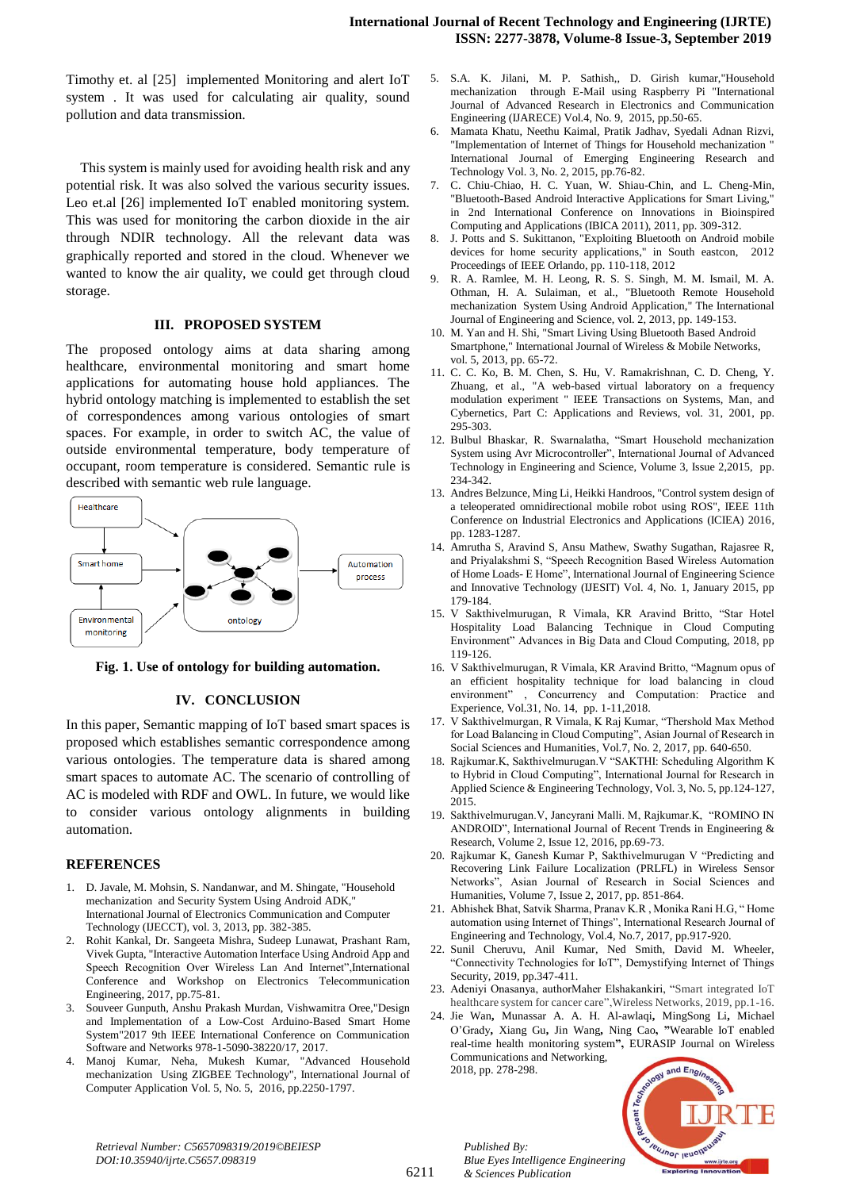Timothy et. al [25] implemented Monitoring and alert IoT system . It was used for calculating air quality, sound pollution and data transmission.

This system is mainly used for avoiding health risk and any potential risk. It was also solved the various security issues. Leo et.al [26] implemented IoT enabled monitoring system. This was used for monitoring the carbon dioxide in the air through NDIR technology. All the relevant data was graphically reported and stored in the cloud. Whenever we wanted to know the air quality, we could get through cloud storage.

## III. PROPOSED SYSTEM

The proposed ontology aims at data sharing among healthcare, environmental monitoring and smart home applications for automating house hold appliances. The hybrid ontology matching is implemented to establish the set of correspondences among various ontologies of smart spaces. For example, in order to switch AC, the value of outside environmental temperature, body temperature of occupant, room temperature is considered. Semantic rule is described with semantic web rule language.

Fig. 1. Use of ontology for building automation.

## IV. CONCLUSION

In this paper, Semantic mapping of IoT based smart spaces is proposed which establishes semantic correspondence among various ontologies. The temperature data is shared among smart spaces to automate AC. The scenario of controlling of AC is modeled with RDF and OWL. In future, we would like to consider various ontology alignments in building automation.

## REFERENCES

1. D. Javale, M. Mohsin, S. Nandanwar, and M. Shingate, "Household mechanization and Security System Using Android ADK," International Journal of Electronics Communication and Computer Technology (IJECCT), vol. 3, 2013, pp. 382-385.
2. Rohit Kankal, Dr. Sangeeta Mishra, Sudeep Lunawat, Prashant Ram, Vivek Gupta, "Interactive Automation Interface Using Android App and Speech Recognition Over Wireless Lan And Internet",International Conference and Workshop on Electronics Telecommunication Engineering, 2017, pp.75-81.
3. Souveer Gunputh, Anshu Prakash Murdan, Vishwamitra Oree,"Design and Implementation of a Low-Cost Arduino-Based Smart Home System"2017 9th IEEE International Conference on Communication Software and Networks 978-1-5090-38220/17, 2017.
4. Manoj Kumar, Neha, Mukesh Kumar, "Advanced Household mechanization Using ZIGBEE Technology", International Journal of Computer Application Vol. 5, No. 5, 2016, pp.2250-1797.
5. S.A. K. Jilani, M. P. Sathish,, D. Girish kumar,"Household mechanization through E-Mail using Raspberry Pi "International Journal of Advanced Research in Electronics and Communication Engineering (IJARECE) Vol.4, No. 9, 2015, pp.50-65.
6. Mamata Khatu, Neethu Kaimal, Pratik Jadhav, Syedali Adnan Rizvi, "Implementation of Internet of Things for Household mechanization " International Journal of Emerging Engineering Research and Technology Vol. 3, No. 2, 2015, pp.76-82.
7. C. Chiu-Chiao, H. C. Yuan, W. Shiau-Chin, and L. Cheng-Min, "Bluetooth-Based Android Interactive Applications for Smart Living," in 2nd International Conference on Innovations in Bioinspired Computing and Applications (IBICA 2011), 2011, pp. 309-312.
8. J. Potts and S. Sukittanon, "Exploiting Bluetooth on Android mobile devices for home security applications," in South eastcon, 2012 Proceedings of IEEE Orlando, pp. 110-118, 2012
9. R. A. Ramlee, M. H. Leong, R. S. S. Singh, M. M. Ismail, M. A. Othman, H. A. Sulaiman, et al., "Bluetooth Remote Household mechanization System Using Android Application," The International Journal of Engineering and Science, vol. 2, 2013, pp. 149-153.
10. M. Yan and H. Shi, "Smart Living Using Bluetooth Based Android Smartphone," International Journal of Wireless & Mobile Networks, vol. 5, 2013, pp. 65-72.
11. C. C. Ko, B. M. Chen, S. Hu, V. Ramakrishnan, C. D. Cheng, Y. Zhuang, et al., "A web-based virtual laboratory on a frequency modulation experiment " IEEE Transactions on Systems, Man, and Cybernetics, Part C: Applications and Reviews, vol. 31, 2001, pp. 295-303.
12. Bulbul Bhaskar, R. Swarnalatha, "Smart Household mechanization System using Avr Microcontroller", International Journal of Advanced Technology in Engineering and Science, Volume 3, Issue 2,2015, pp. 234-342.
13. Andres Belzunce, Ming Li, Heikki Handroos, "Control system design of a teleoperated omnidirectional mobile robot using ROS", IEEE 11th Conference on Industrial Electronics and Applications (ICIEA) 2016, pp. 1283-1287.
14. Amrutha S, Aravind S, Ansu Mathew, Swathy Sugathan, Rajasree R, and Priyalakshmi S, "Speech Recognition Based Wireless Automation of Home Loads- E Home", International Journal of Engineering Science and Innovative Technology (IJESIT) Vol. 4, No. 1, January 2015, pp 179-184.
15. V Sakthivelmurugan, R Vimala, KR Aravind Britto, "Star Hotel Hospitality Load Balancing Technique in Cloud Computing Environment" Advances in Big Data and Cloud Computing, 2018, pp 119-126.
16. V Sakthivelmurugan, R Vimala, KR Aravind Britto, "Magnum opus of an efficient hospitality technique for load balancing in cloud environment" , Concurrency and Computation: Practice and Experience, Vol.31, No. 14, pp. 1-11,2018.
17. V Sakthivelmurgan, R Vimala, K Raj Kumar, "Thershold Max Method for Load Balancing in Cloud Computing", Asian Journal of Research in Social Sciences and Humanities, Vol.7, No. 2, 2017, pp. 640-650.
18. Rajkumar.K, Sakthivelmurugan.V "SAKTHI: Scheduling Algorithm K to Hybrid in Cloud Computing", International Journal for Research in Applied Science & Engineering Technology, Vol. 3, No. 5, pp.124-127, 2015.
19. Sakthivelmurugan.V, Jancyrani Malli. M, Rajkumar.K, "ROMINO IN ANDROID", International Journal of Recent Trends in Engineering & Research, Volume 2, Issue 12, 2016, pp.69-73.
20. Rajkumar K, Ganesh Kumar P, Sakthivelmurugan V "Predicting and Recovering Link Failure Localization (PRLFL) in Wireless Sensor Networks", Asian Journal of Research in Social Sciences and Humanities, Volume 7, Issue 2, 2017, pp. 851-864.
21. Abhishek Bhat, Satvik Sharma, Pranav K.R , Monika Rani H.G, " Home automation using Internet of Things", International Research Journal of Engineering and Technology, Vol.4, No.7, 2017, pp.917-920.
22. Sunil Cheruvu, Anil Kumar, Ned Smith, David M. Wheeler, "Connectivity Technologies for IoT", Demystifying Internet of Things Security, 2019, pp.347-411.
23. Adeniyi Onasanya, authorMaher Elshakankiri, "Smart integrated IoT healthcare system for cancer care",Wireless Networks, 2019, pp.1-16.
24. Jie Wan, Munassar A. A. H. Al-awlaqi, MingSong Li, Michael O'Grady, Xiang Gu, Jin Wang, Ning Cao, "Wearable IoT enabled real-time health monitoring system", EURASIP Journal on Wireless Communications and Networking, 2018, pp. 278-298.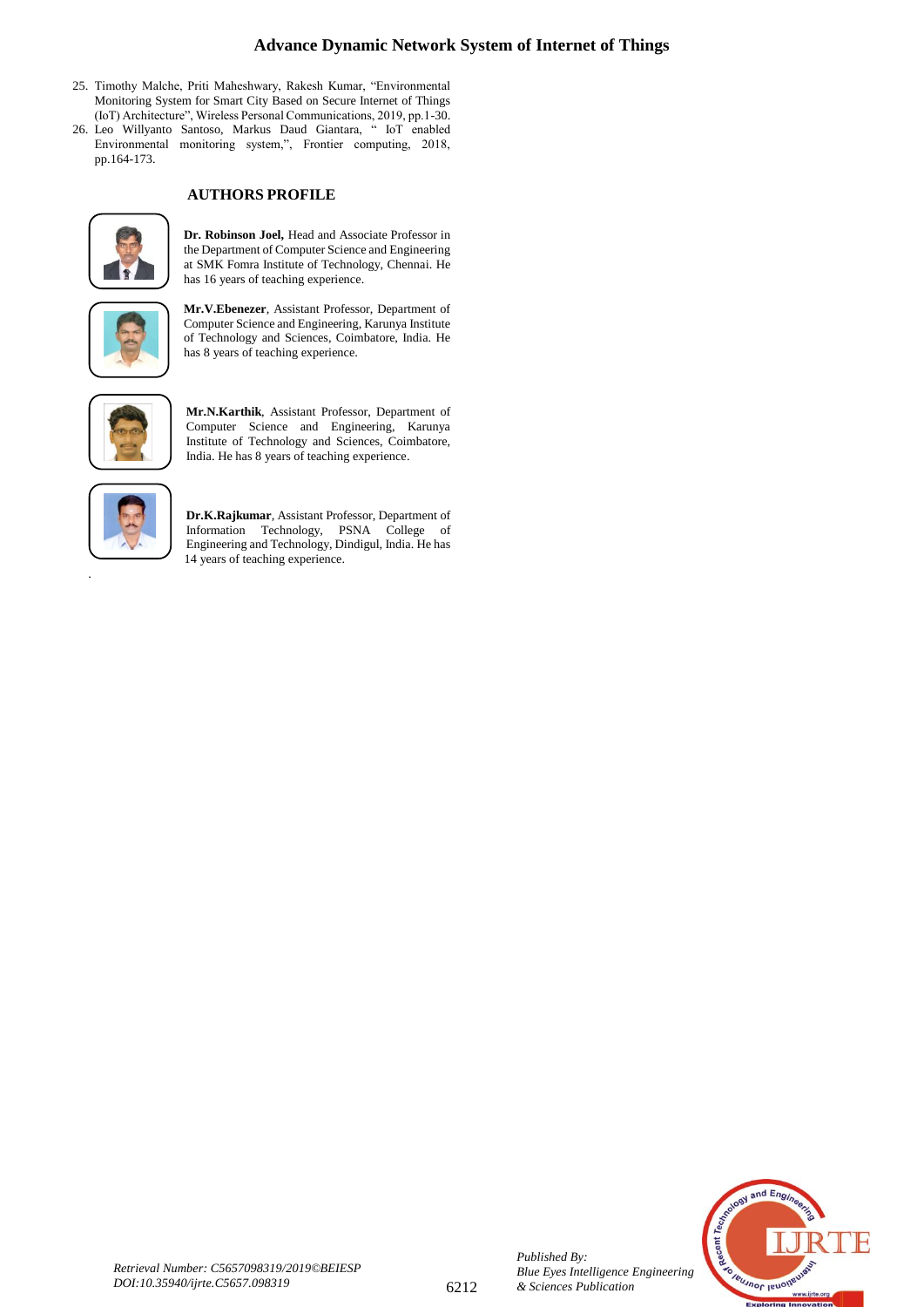25. Timothy Malche, Priti Maheshwary, Rakesh Kumar, "Environmental Monitoring System for Smart City Based on Secure Internet of Things (IoT) Architecture", Wireless Personal Communications, 2019, pp.1-30.
26. Leo Willyanto Santoso, Markus Daud Giantara, " IoT enabled Environmental monitoring system,", Frontier computing, 2018, pp.164-173.

## AUTHORS PROFILE

**Dr. Robinson Joel,** Head and Associate Professor in the Department of Computer Science and Engineering at SMK Fomra Institute of Technology, Chennai. He has 16 years of teaching experience.

**Mr.V.Ebenezer**, Assistant Professor, Department of Computer Science and Engineering, Karunya Institute of Technology and Sciences, Coimbatore, India. He has 8 years of teaching experience.

**Mr.N.Karthik**, Assistant Professor, Department of Computer Science and Engineering, Karunya Institute of Technology and Sciences, Coimbatore, India. He has 8 years of teaching experience.

**Dr.K.Rajkumar**, Assistant Professor, Department of Information Technology, PSNA College of Engineering and Technology, Dindigul, India. He has 14 years of teaching experience.